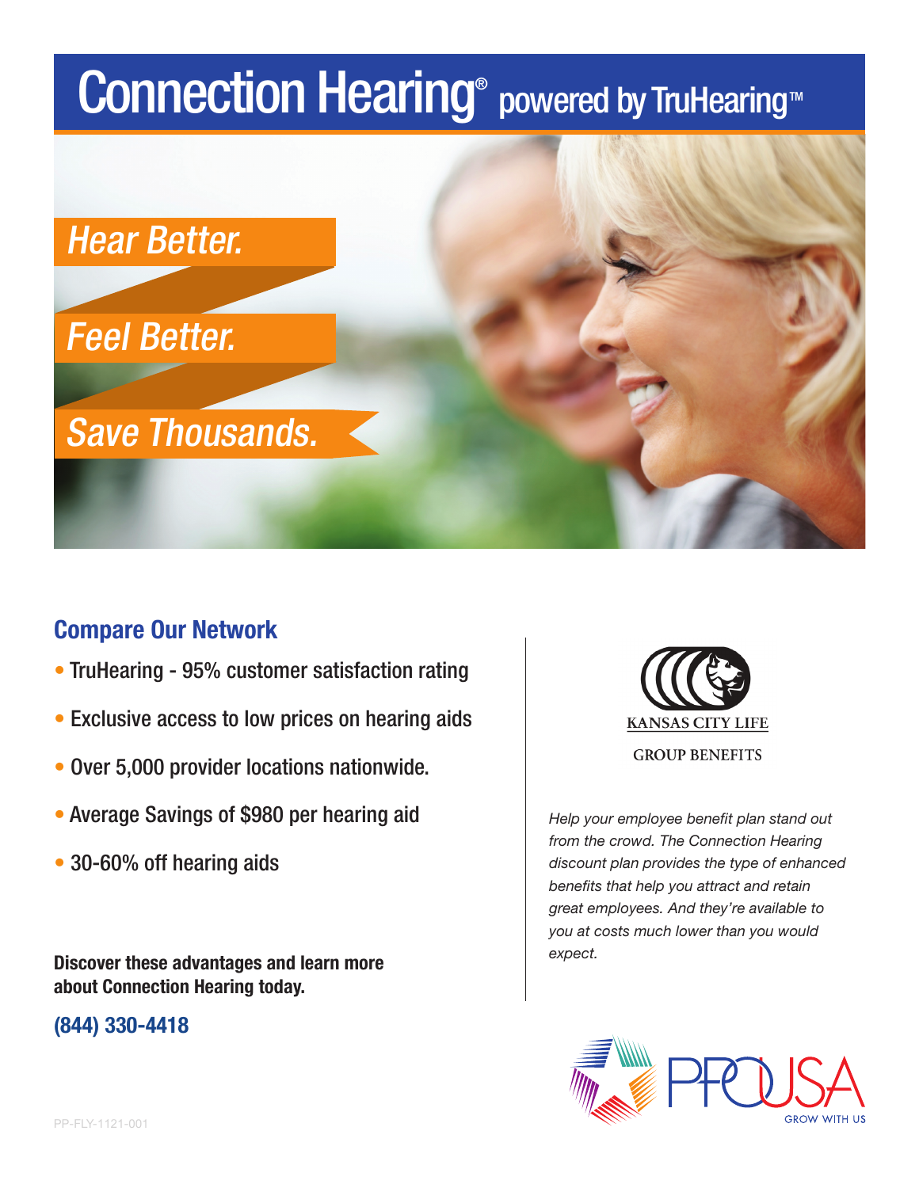# Connection Hearing® powered by TruHearing™

*Hear Better.*

*Feel Better.*

*Save Thousands.*

## Compare Our Network

- TruHearing - 95% customer satisfaction rating
- Exclusive access to low prices on hearing aids
- Over 5,000 provider locations nationwide.
- Average Savings of $980 per hearing aid
- 30-60% off hearing aids

**Discover these advantages and learn more about Connection Hearing today.**

**(844) 330-4418**

KANSAS CITY LIFE

GROUP BENEFITS

*Help your employee benefit plan stand out from the crowd. The Connection Hearing discount plan provides the type of enhanced benefits that help you attract and retain great employees. And they're available to you at costs much lower than you would expect.*

PPOUSA

GROW WITH US

PP-FLY-1121-001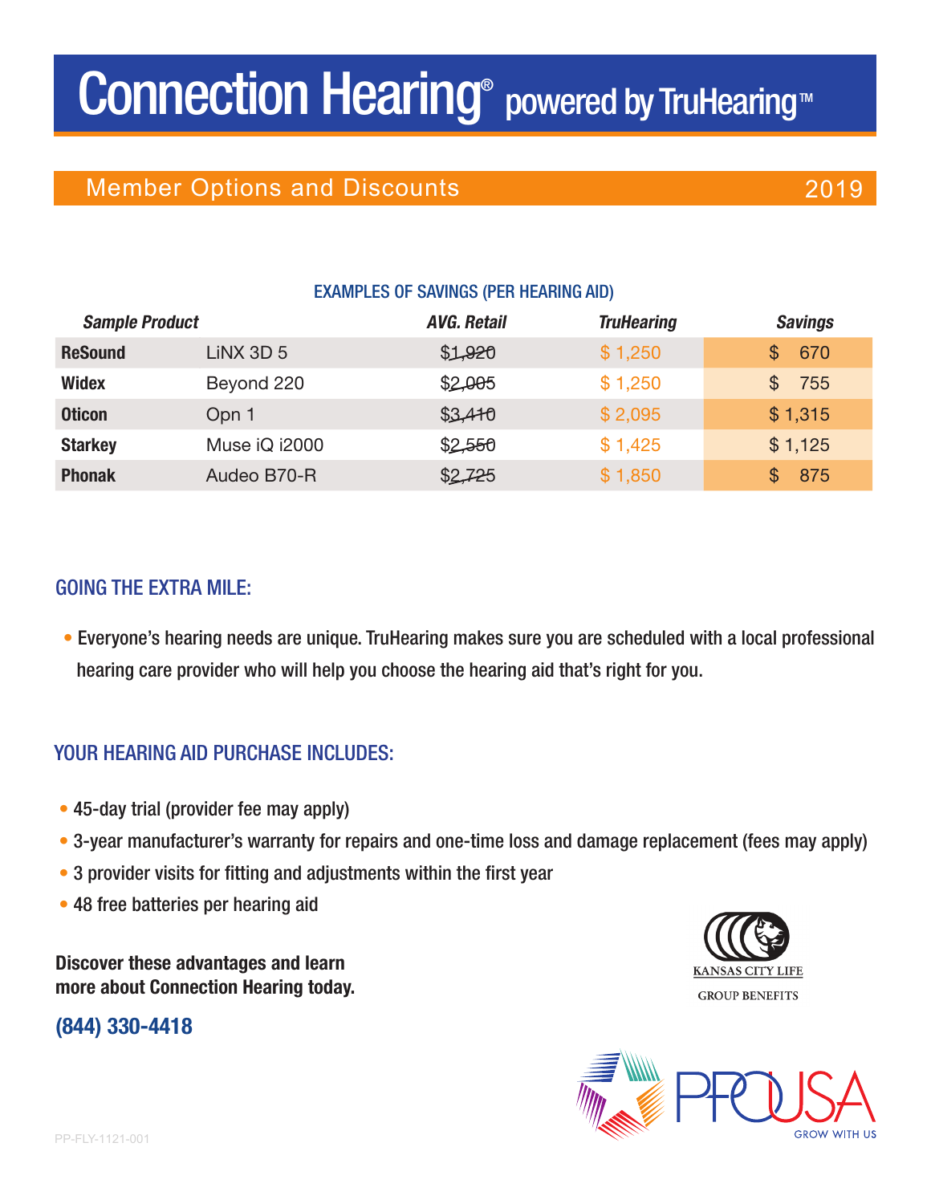# Connection Hearing® powered by TruHearing™

## Member Options and Discounts 2019

### EXAMPLES OF SAVINGS (PER HEARING AID)

| *Sample Product* | | *AVG. Retail* | *TruHearing* | *Savings* |
|---|---|---|---|---|
| **ReSound** | LiNX 3D 5 | ~~$1,920~~ | $ 1,250 | $ 670 |
| **Widex** | Beyond 220 | ~~$2,005~~ | $ 1,250 | $ 755 |
| **Oticon** | Opn 1 | ~~$3,410~~ | $ 2,095 | $ 1,315 |
| **Starkey** | Muse iQ i2000 | ~~$2,550~~ | $ 1,425 | $ 1,125 |
| **Phonak** | Audeo B70-R | ~~$2,725~~ | $ 1,850 | $ 875 |

### GOING THE EXTRA MILE:

- Everyone's hearing needs are unique. TruHearing makes sure you are scheduled with a local professional hearing care provider who will help you choose the hearing aid that's right for you.

### YOUR HEARING AID PURCHASE INCLUDES:

- 45-day trial (provider fee may apply)
- 3-year manufacturer's warranty for repairs and one-time loss and damage replacement (fees may apply)
- 3 provider visits for fitting and adjustments within the first year
- 48 free batteries per hearing aid

**Discover these advantages and learn more about Connection Hearing today.**

**(844) 330-4418**

KANSAS CITY LIFE
GROUP BENEFITS

PPOUSA
GROW WITH US

PP-FLY-1121-001